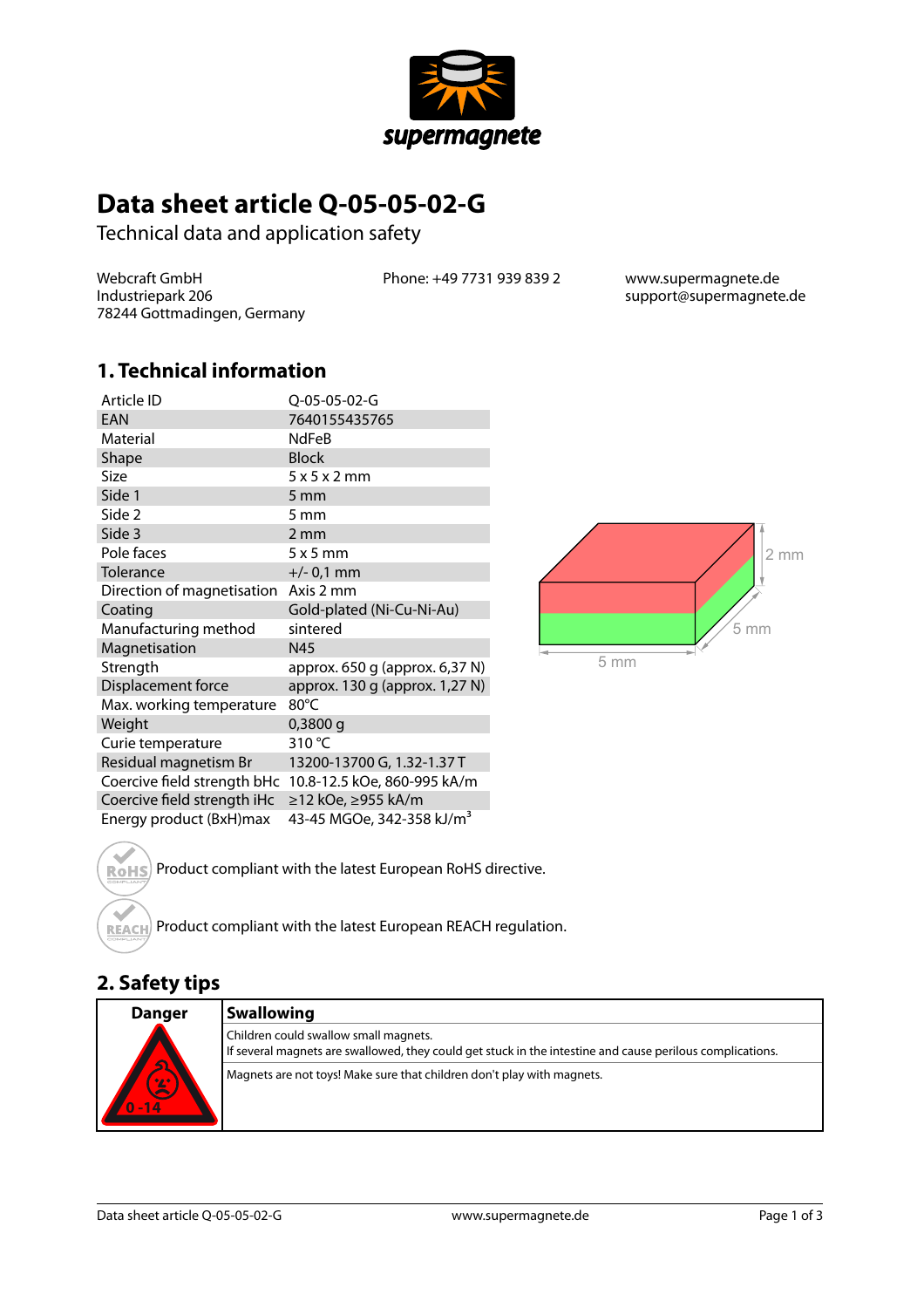supermagnete

# Data sheet article Q-05-05-02-G

Technical data and application safety

Webcraft GmbH
Industriepark 206
78244 Gottmadingen, Germany

Phone: +49 7731 939 839 2

www.supermagnete.de
support@supermagnete.de

## 1. Technical information

| | |
|---|---|
| Article ID | Q-05-05-02-G |
| EAN | 7640155435765 |
| Material | NdFeB |
| Shape | Block |
| Size | 5 x 5 x 2 mm |
| Side 1 | 5 mm |
| Side 2 | 5 mm |
| Side 3 | 2 mm |
| Pole faces | 5 x 5 mm |
| Tolerance | +/- 0,1 mm |
| Direction of magnetisation | Axis 2 mm |
| Coating | Gold-plated (Ni-Cu-Ni-Au) |
| Manufacturing method | sintered |
| Magnetisation | N45 |
| Strength | approx. 650 g (approx. 6,37 N) |
| Displacement force | approx. 130 g (approx. 1,27 N) |
| Max. working temperature | 80°C |
| Weight | 0,3800 g |
| Curie temperature | 310 °C |
| Residual magnetism Br | 13200-13700 G, 1.32-1.37 T |
| Coercive field strength bHc | 10.8-12.5 kOe, 860-995 kA/m |
| Coercive field strength iHc | ≥12 kOe, ≥955 kA/m |
| Energy product (BxH)max | 43-45 MGOe, 342-358 kJ/m³ |

2 mm
5 mm
5 mm

Product compliant with the latest European RoHS directive.

Product compliant with the latest European REACH regulation.

## 2. Safety tips

| Danger | Swallowing |
|---|---|
| 0 -14 | Children could swallow small magnets.<br>If several magnets are swallowed, they could get stuck in the intestine and cause perilous complications. |
| | Magnets are not toys! Make sure that children don't play with magnets. |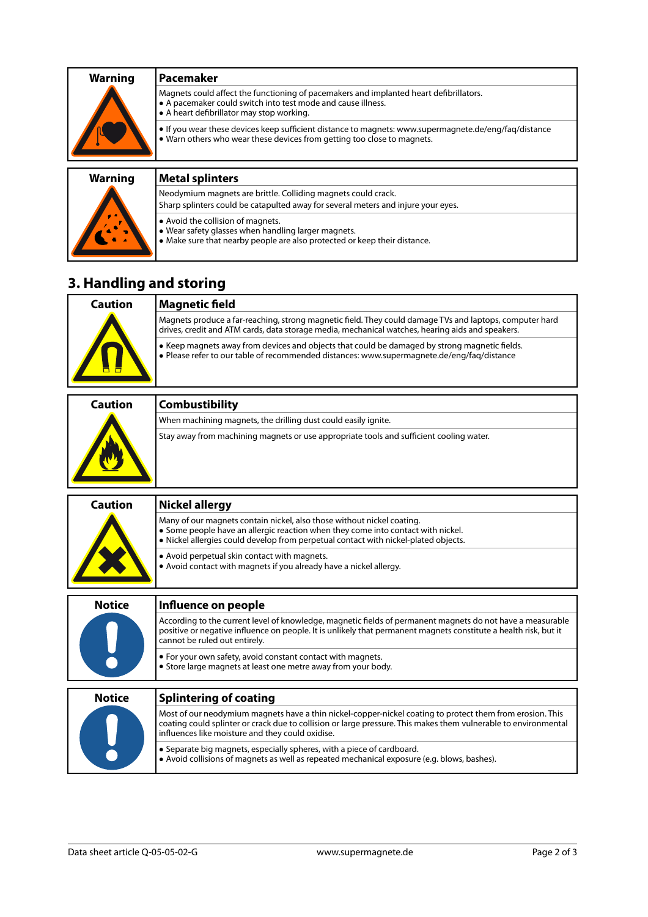| Warning | Pacemaker |
| --- | --- |
| | Magnets could affect the functioning of pacemakers and implanted heart defibrillators.<br>• A pacemaker could switch into test mode and cause illness.<br>• A heart defibrillator may stop working. |
| | • If you wear these devices keep sufficient distance to magnets: www.supermagnete.de/eng/faq/distance<br>• Warn others who wear these devices from getting too close to magnets. |

| Warning | Metal splinters |
| --- | --- |
| | Neodymium magnets are brittle. Colliding magnets could crack.<br>Sharp splinters could be catapulted away for several meters and injure your eyes. |
| | • Avoid the collision of magnets.<br>• Wear safety glasses when handling larger magnets.<br>• Make sure that nearby people are also protected or keep their distance. |

## 3. Handling and storing

| Caution | Magnetic field |
| --- | --- |
| | Magnets produce a far-reaching, strong magnetic field. They could damage TVs and laptops, computer hard drives, credit and ATM cards, data storage media, mechanical watches, hearing aids and speakers. |
| | • Keep magnets away from devices and objects that could be damaged by strong magnetic fields.<br>• Please refer to our table of recommended distances: www.supermagnete.de/eng/faq/distance |

| Caution | Combustibility |
| --- | --- |
| | When machining magnets, the drilling dust could easily ignite. |
| | Stay away from machining magnets or use appropriate tools and sufficient cooling water. |

| Caution | Nickel allergy |
| --- | --- |
| | Many of our magnets contain nickel, also those without nickel coating.<br>• Some people have an allergic reaction when they come into contact with nickel.<br>• Nickel allergies could develop from perpetual contact with nickel-plated objects. |
| | • Avoid perpetual skin contact with magnets.<br>• Avoid contact with magnets if you already have a nickel allergy. |

| Notice | Influence on people |
| --- | --- |
| | According to the current level of knowledge, magnetic fields of permanent magnets do not have a measurable positive or negative influence on people. It is unlikely that permanent magnets constitute a health risk, but it cannot be ruled out entirely. |
| | • For your own safety, avoid constant contact with magnets.<br>• Store large magnets at least one metre away from your body. |

| Notice | Splintering of coating |
| --- | --- |
| | Most of our neodymium magnets have a thin nickel-copper-nickel coating to protect them from erosion. This coating could splinter or crack due to collision or large pressure. This makes them vulnerable to environmental influences like moisture and they could oxidise. |
| | • Separate big magnets, especially spheres, with a piece of cardboard.<br>• Avoid collisions of magnets as well as repeated mechanical exposure (e.g. blows, bashes). |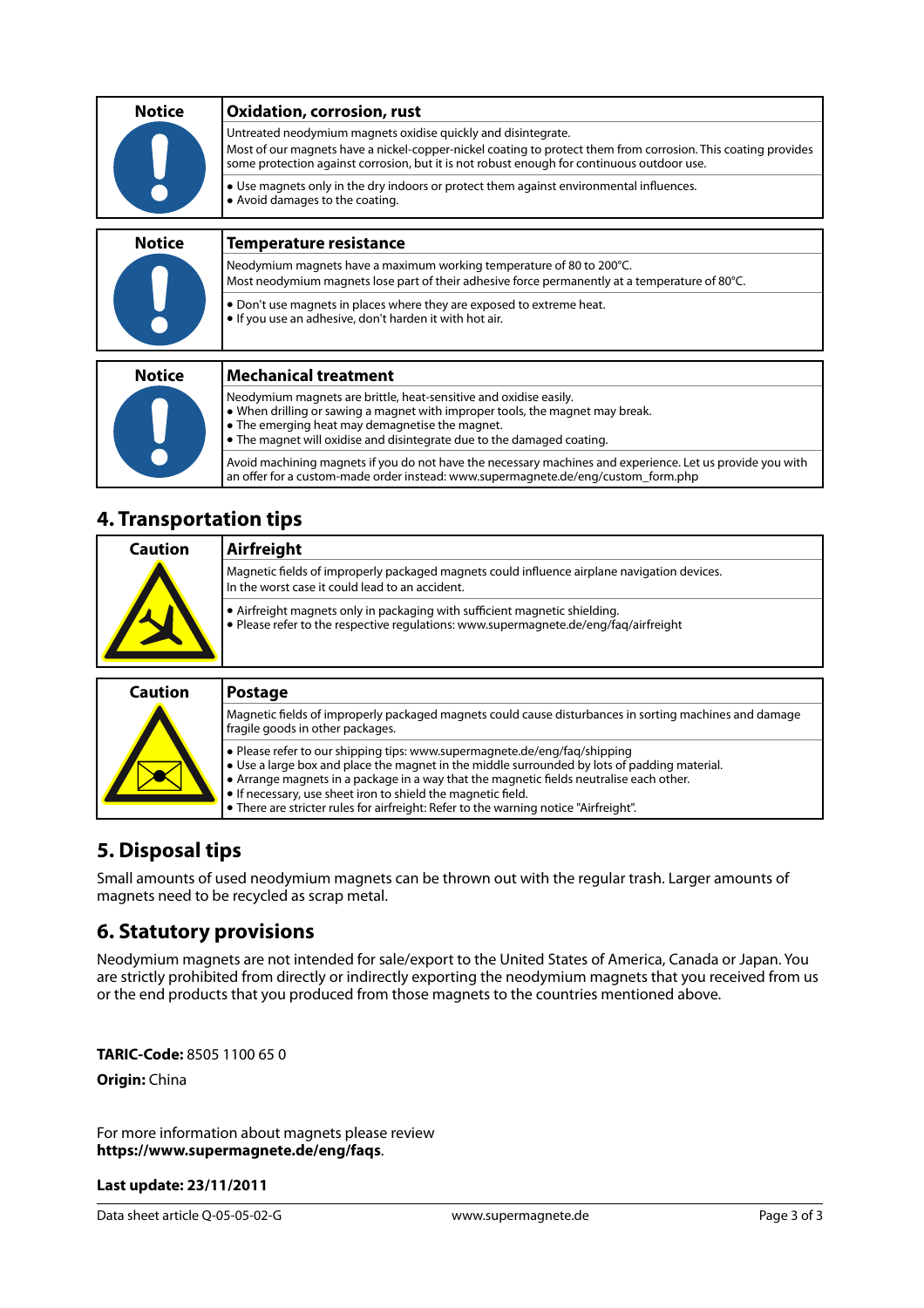| Notice | Oxidation, corrosion, rust |
| --- | --- |
| | Untreated neodymium magnets oxidise quickly and disintegrate.<br>Most of our magnets have a nickel-copper-nickel coating to protect them from corrosion. This coating provides some protection against corrosion, but it is not robust enough for continuous outdoor use. |
| | • Use magnets only in the dry indoors or protect them against environmental influences.<br>• Avoid damages to the coating. |

| Notice | Temperature resistance |
| --- | --- |
| | Neodymium magnets have a maximum working temperature of 80 to 200°C.<br>Most neodymium magnets lose part of their adhesive force permanently at a temperature of 80°C. |
| | • Don't use magnets in places where they are exposed to extreme heat.<br>• If you use an adhesive, don't harden it with hot air. |

| Notice | Mechanical treatment |
| --- | --- |
| | Neodymium magnets are brittle, heat-sensitive and oxidise easily.<br>• When drilling or sawing a magnet with improper tools, the magnet may break.<br>• The emerging heat may demagnetise the magnet.<br>• The magnet will oxidise and disintegrate due to the damaged coating. |
| | Avoid machining magnets if you do not have the necessary machines and experience. Let us provide you with an offer for a custom-made order instead: www.supermagnete.de/eng/custom_form.php |

## 4. Transportation tips

| Caution | Airfreight |
| --- | --- |
| | Magnetic fields of improperly packaged magnets could influence airplane navigation devices.<br>In the worst case it could lead to an accident. |
| | • Airfreight magnets only in packaging with sufficient magnetic shielding.<br>• Please refer to the respective regulations: www.supermagnete.de/eng/faq/airfreight |

| Caution | Postage |
| --- | --- |
| | Magnetic fields of improperly packaged magnets could cause disturbances in sorting machines and damage fragile goods in other packages. |
| | • Please refer to our shipping tips: www.supermagnete.de/eng/faq/shipping<br>• Use a large box and place the magnet in the middle surrounded by lots of padding material.<br>• Arrange magnets in a package in a way that the magnetic fields neutralise each other.<br>• If necessary, use sheet iron to shield the magnetic field.<br>• There are stricter rules for airfreight: Refer to the warning notice "Airfreight". |

## 5. Disposal tips

Small amounts of used neodymium magnets can be thrown out with the regular trash. Larger amounts of magnets need to be recycled as scrap metal.

## 6. Statutory provisions

Neodymium magnets are not intended for sale/export to the United States of America, Canada or Japan. You are strictly prohibited from directly or indirectly exporting the neodymium magnets that you received from us or the end products that you produced from those magnets to the countries mentioned above.

**TARIC-Code:** 8505 1100 65 0

**Origin:** China

For more information about magnets please review
**https://www.supermagnete.de/eng/faqs**.

**Last update: 23/11/2011**